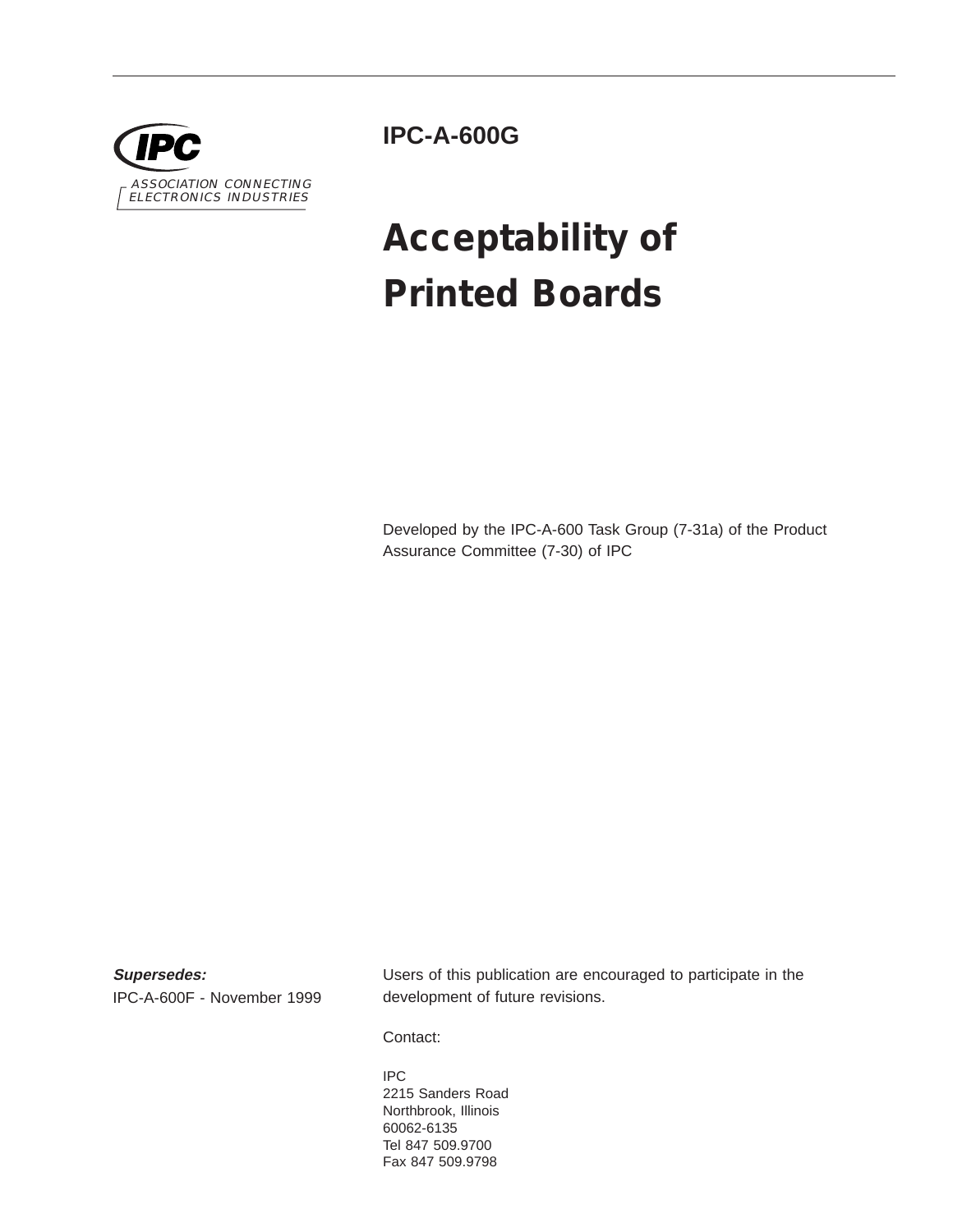IPC

ASSOCIATION CONNECTING ELECTRONICS INDUSTRIES

**IPC-A-600G**

# Acceptability of Printed Boards

Developed by the IPC-A-600 Task Group (7-31a) of the Product Assurance Committee (7-30) of IPC

***Supersedes:***
IPC-A-600F - November 1999

Users of this publication are encouraged to participate in the development of future revisions.

Contact:

IPC
2215 Sanders Road
Northbrook, Illinois
60062-6135
Tel 847 509.9700
Fax 847 509.9798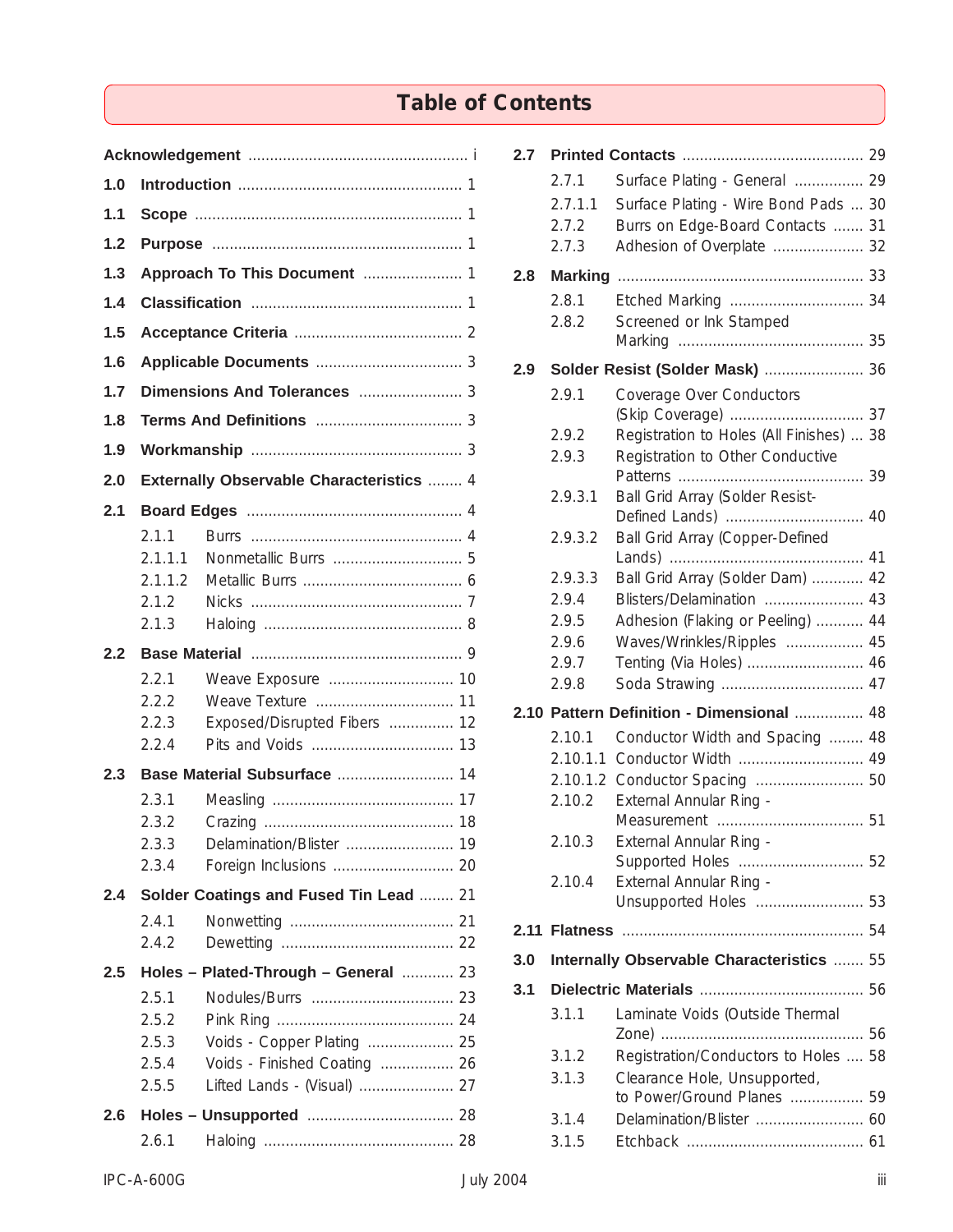# Table of Contents

**Acknowledgement** ........ i

**1.0 Introduction** ........ 1

**1.1 Scope** ........ 1

**1.2 Purpose** ........ 1

**1.3 Approach To This Document** ........ 1

**1.4 Classification** ........ 1

**1.5 Acceptance Criteria** ........ 2

**1.6 Applicable Documents** ........ 3

**1.7 Dimensions And Tolerances** ........ 3

**1.8 Terms And Definitions** ........ 3

**1.9 Workmanship** ........ 3

**2.0 Externally Observable Characteristics** ........ 4

**2.1 Board Edges** ........ 4

- 2.1.1 Burrs ........ 4
- 2.1.1.1 Nonmetallic Burrs ........ 5
- 2.1.1.2 Metallic Burrs ........ 6
- 2.1.2 Nicks ........ 7
- 2.1.3 Haloing ........ 8

**2.2 Base Material** ........ 9

- 2.2.1 Weave Exposure ........ 10
- 2.2.2 Weave Texture ........ 11
- 2.2.3 Exposed/Disrupted Fibers ........ 12
- 2.2.4 Pits and Voids ........ 13

**2.3 Base Material Subsurface** ........ 14

- 2.3.1 Measling ........ 17
- 2.3.2 Crazing ........ 18
- 2.3.3 Delamination/Blister ........ 19
- 2.3.4 Foreign Inclusions ........ 20

**2.4 Solder Coatings and Fused Tin Lead** ........ 21

- 2.4.1 Nonwetting ........ 21
- 2.4.2 Dewetting ........ 22

**2.5 Holes – Plated-Through – General** ........ 23

- 2.5.1 Nodules/Burrs ........ 23
- 2.5.2 Pink Ring ........ 24
- 2.5.3 Voids - Copper Plating ........ 25
- 2.5.4 Voids - Finished Coating ........ 26
- 2.5.5 Lifted Lands - (Visual) ........ 27

**2.6 Holes – Unsupported** ........ 28

- 2.6.1 Haloing ........ 28

**2.7 Printed Contacts** ........ 29

- 2.7.1 Surface Plating - General ........ 29
- 2.7.1.1 Surface Plating - Wire Bond Pads ... 30
- 2.7.2 Burrs on Edge-Board Contacts ........ 31
- 2.7.3 Adhesion of Overplate ........ 32

**2.8 Marking** ........ 33

- 2.8.1 Etched Marking ........ 34
- 2.8.2 Screened or Ink Stamped Marking ........ 35

**2.9 Solder Resist (Solder Mask)** ........ 36

- 2.9.1 Coverage Over Conductors (Skip Coverage) ........ 37
- 2.9.2 Registration to Holes (All Finishes) ... 38
- 2.9.3 Registration to Other Conductive Patterns ........ 39
- 2.9.3.1 Ball Grid Array (Solder Resist-Defined Lands) ........ 40
- 2.9.3.2 Ball Grid Array (Copper-Defined Lands) ........ 41
- 2.9.3.3 Ball Grid Array (Solder Dam) ........ 42
- 2.9.4 Blisters/Delamination ........ 43
- 2.9.5 Adhesion (Flaking or Peeling) ........ 44
- 2.9.6 Waves/Wrinkles/Ripples ........ 45
- 2.9.7 Tenting (Via Holes) ........ 46
- 2.9.8 Soda Strawing ........ 47

**2.10 Pattern Definition - Dimensional** ........ 48

- 2.10.1 Conductor Width and Spacing ........ 48
- 2.10.1.1 Conductor Width ........ 49
- 2.10.1.2 Conductor Spacing ........ 50
- 2.10.2 External Annular Ring - Measurement ........ 51
- 2.10.3 External Annular Ring - Supported Holes ........ 52
- 2.10.4 External Annular Ring - Unsupported Holes ........ 53

**2.11 Flatness** ........ 54

**3.0 Internally Observable Characteristics** ........ 55

**3.1 Dielectric Materials** ........ 56

- 3.1.1 Laminate Voids (Outside Thermal Zone) ........ 56
- 3.1.2 Registration/Conductors to Holes .... 58
- 3.1.3 Clearance Hole, Unsupported, to Power/Ground Planes ........ 59
- 3.1.4 Delamination/Blister ........ 60
- 3.1.5 Etchback ........ 61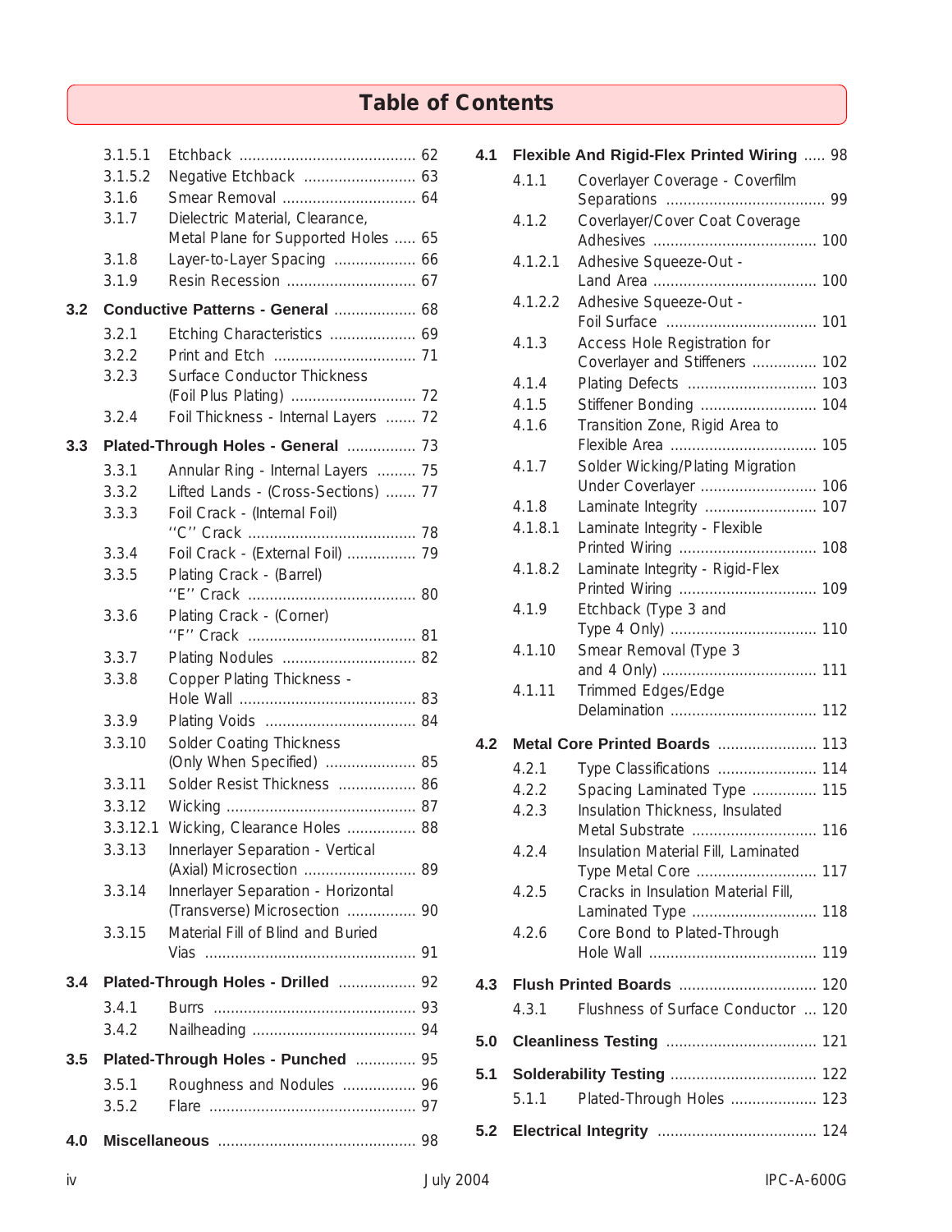# Table of Contents

- 3.1.5.1 Etchback ......................................... 62
- 3.1.5.2 Negative Etchback .......................... 63
- 3.1.6 Smear Removal ............................... 64
- 3.1.7 Dielectric Material, Clearance, Metal Plane for Supported Holes ..... 65
- 3.1.8 Layer-to-Layer Spacing ................... 66
- 3.1.9 Resin Recession .............................. 67

**3.2 Conductive Patterns - General** ................... 68

- 3.2.1 Etching Characteristics .................... 69
- 3.2.2 Print and Etch ................................. 71
- 3.2.3 Surface Conductor Thickness (Foil Plus Plating) ............................. 72
- 3.2.4 Foil Thickness - Internal Layers ....... 72

**3.3 Plated-Through Holes - General** ................ 73

- 3.3.1 Annular Ring - Internal Layers ......... 75
- 3.3.2 Lifted Lands - (Cross-Sections) ....... 77
- 3.3.3 Foil Crack - (Internal Foil) ''C'' Crack ....................................... 78
- 3.3.4 Foil Crack - (External Foil) ................ 79
- 3.3.5 Plating Crack - (Barrel) ''E'' Crack ....................................... 80
- 3.3.6 Plating Crack - (Corner) ''F'' Crack ....................................... 81
- 3.3.7 Plating Nodules ............................... 82
- 3.3.8 Copper Plating Thickness - Hole Wall ......................................... 83
- 3.3.9 Plating Voids ................................... 84
- 3.3.10 Solder Coating Thickness (Only When Specified) ..................... 85
- 3.3.11 Solder Resist Thickness .................. 86
- 3.3.12 Wicking ............................................ 87
- 3.3.12.1 Wicking, Clearance Holes ................ 88
- 3.3.13 Innerlayer Separation - Vertical (Axial) Microsection .......................... 89
- 3.3.14 Innerlayer Separation - Horizontal (Transverse) Microsection ................ 90
- 3.3.15 Material Fill of Blind and Buried Vias ................................................ 91

**3.4 Plated-Through Holes - Drilled** .................. 92

- 3.4.1 Burrs ............................................... 93
- 3.4.2 Nailheading ...................................... 94

**3.5 Plated-Through Holes - Punched** .............. 95

- 3.5.1 Roughness and Nodules ................. 96
- 3.5.2 Flare ................................................ 97

**4.0 Miscellaneous** .............................................. 98

**4.1 Flexible And Rigid-Flex Printed Wiring** ..... 98

- 4.1.1 Coverlayer Coverage - Coverfilm Separations ..................................... 99
- 4.1.2 Coverlayer/Cover Coat Coverage Adhesives ...................................... 100
- 4.1.2.1 Adhesive Squeeze-Out - Land Area ...................................... 100
- 4.1.2.2 Adhesive Squeeze-Out - Foil Surface ................................... 101
- 4.1.3 Access Hole Registration for Coverlayer and Stiffeners ............... 102
- 4.1.4 Plating Defects .............................. 103
- 4.1.5 Stiffener Bonding ........................... 104
- 4.1.6 Transition Zone, Rigid Area to Flexible Area .................................. 105
- 4.1.7 Solder Wicking/Plating Migration Under Coverlayer ........................... 106
- 4.1.8 Laminate Integrity .......................... 107
- 4.1.8.1 Laminate Integrity - Flexible Printed Wiring ................................ 108
- 4.1.8.2 Laminate Integrity - Rigid-Flex Printed Wiring ................................ 109
- 4.1.9 Etchback (Type 3 and Type 4 Only) .................................. 110
- 4.1.10 Smear Removal (Type 3 and 4 Only) .................................... 111
- 4.1.11 Trimmed Edges/Edge Delamination .................................. 112

**4.2 Metal Core Printed Boards** ....................... 113

- 4.2.1 Type Classifications ....................... 114
- 4.2.2 Spacing Laminated Type ............... 115
- 4.2.3 Insulation Thickness, Insulated Metal Substrate ............................ 116
- 4.2.4 Insulation Material Fill, Laminated Type Metal Core ............................ 117
- 4.2.5 Cracks in Insulation Material Fill, Laminated Type ............................. 118
- 4.2.6 Core Bond to Plated-Through Hole Wall ....................................... 119

**4.3 Flush Printed Boards** ................................ 120

- 4.3.1 Flushness of Surface Conductor ... 120

**5.0 Cleanliness Testing** ................................... 121

**5.1 Solderability Testing** .................................. 122

- 5.1.1 Plated-Through Holes .................... 123

**5.2 Electrical Integrity** ..................................... 124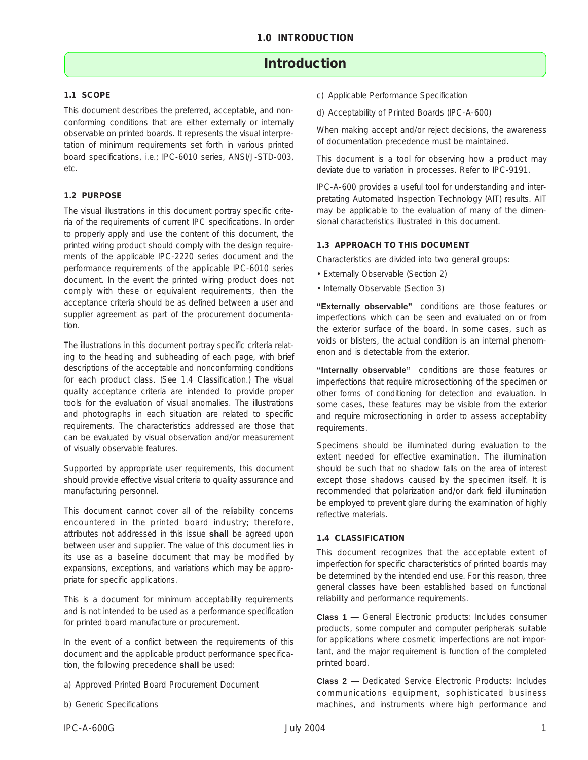# 1.0 INTRODUCTION

## Introduction

### 1.1 SCOPE

This document describes the preferred, acceptable, and nonconforming conditions that are either externally or internally observable on printed boards. It represents the visual interpretation of minimum requirements set forth in various printed board specifications, i.e.; IPC-6010 series, ANSI/J-STD-003, etc.

### 1.2 PURPOSE

The visual illustrations in this document portray specific criteria of the requirements of current IPC specifications. In order to properly apply and use the content of this document, the printed wiring product should comply with the design requirements of the applicable IPC-2220 series document and the performance requirements of the applicable IPC-6010 series document. In the event the printed wiring product does not comply with these or equivalent requirements, then the acceptance criteria should be as defined between a user and supplier agreement as part of the procurement documentation.

The illustrations in this document portray specific criteria relating to the heading and subheading of each page, with brief descriptions of the acceptable and nonconforming conditions for each product class. (See 1.4 Classification.) The visual quality acceptance criteria are intended to provide proper tools for the evaluation of visual anomalies. The illustrations and photographs in each situation are related to specific requirements. The characteristics addressed are those that can be evaluated by visual observation and/or measurement of visually observable features.

Supported by appropriate user requirements, this document should provide effective visual criteria to quality assurance and manufacturing personnel.

This document cannot cover all of the reliability concerns encountered in the printed board industry; therefore, attributes not addressed in this issue **shall** be agreed upon between user and supplier. The value of this document lies in its use as a baseline document that may be modified by expansions, exceptions, and variations which may be appropriate for specific applications.

This is a document for minimum acceptability requirements and is not intended to be used as a performance specification for printed board manufacture or procurement.

In the event of a conflict between the requirements of this document and the applicable product performance specification, the following precedence **shall** be used:

a) Approved Printed Board Procurement Document

b) Generic Specifications

c) Applicable Performance Specification

d) Acceptability of Printed Boards (IPC-A-600)

When making accept and/or reject decisions, the awareness of documentation precedence must be maintained.

This document is a tool for observing how a product may deviate due to variation in processes. Refer to IPC-9191.

IPC-A-600 provides a useful tool for understanding and interpreting Automated Inspection Technology (AIT) results. AIT may be applicable to the evaluation of many of the dimensional characteristics illustrated in this document.

### 1.3 APPROACH TO THIS DOCUMENT

Characteristics are divided into two general groups:

- Externally Observable (Section 2)
- Internally Observable (Section 3)

**"Externally observable"** conditions are those features or imperfections which can be seen and evaluated on or from the exterior surface of the board. In some cases, such as voids or blisters, the actual condition is an internal phenomenon and is detectable from the exterior.

**"Internally observable"** conditions are those features or imperfections that require microsectioning of the specimen or other forms of conditioning for detection and evaluation. In some cases, these features may be visible from the exterior and require microsectioning in order to assess acceptability requirements.

Specimens should be illuminated during evaluation to the extent needed for effective examination. The illumination should be such that no shadow falls on the area of interest except those shadows caused by the specimen itself. It is recommended that polarization and/or dark field illumination be employed to prevent glare during the examination of highly reflective materials.

### 1.4 CLASSIFICATION

This document recognizes that the acceptable extent of imperfection for specific characteristics of printed boards may be determined by the intended end use. For this reason, three general classes have been established based on functional reliability and performance requirements.

**Class 1 —** General Electronic products: Includes consumer products, some computer and computer peripherals suitable for applications where cosmetic imperfections are not important, and the major requirement is function of the completed printed board.

**Class 2 —** Dedicated Service Electronic Products: Includes communications equipment, sophisticated business machines, and instruments where high performance and